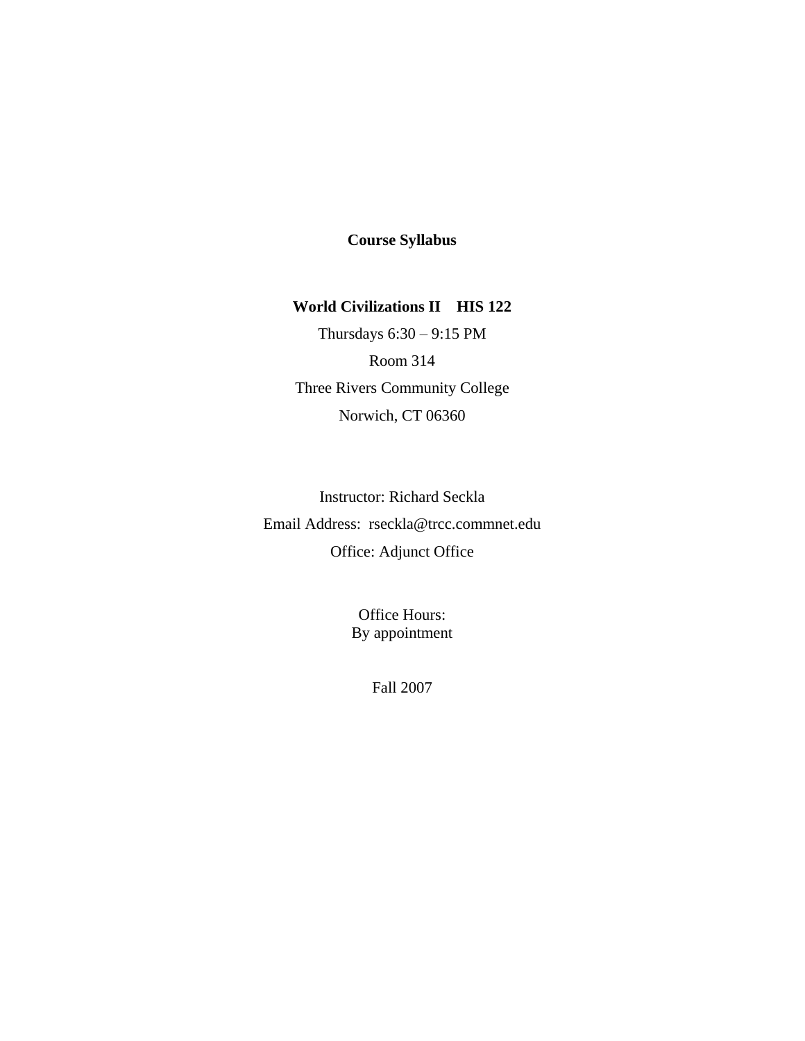**Course Syllabus**

**World Civilizations II HIS 122**

Thursdays 6:30 – 9:15 PM

Room 314

Three Rivers Community College

Norwich, CT 06360

Instructor: Richard Seckla

Email Address: rseckla@trcc.commnet.edu

Office: Adjunct Office

Office Hours:
By appointment

Fall 2007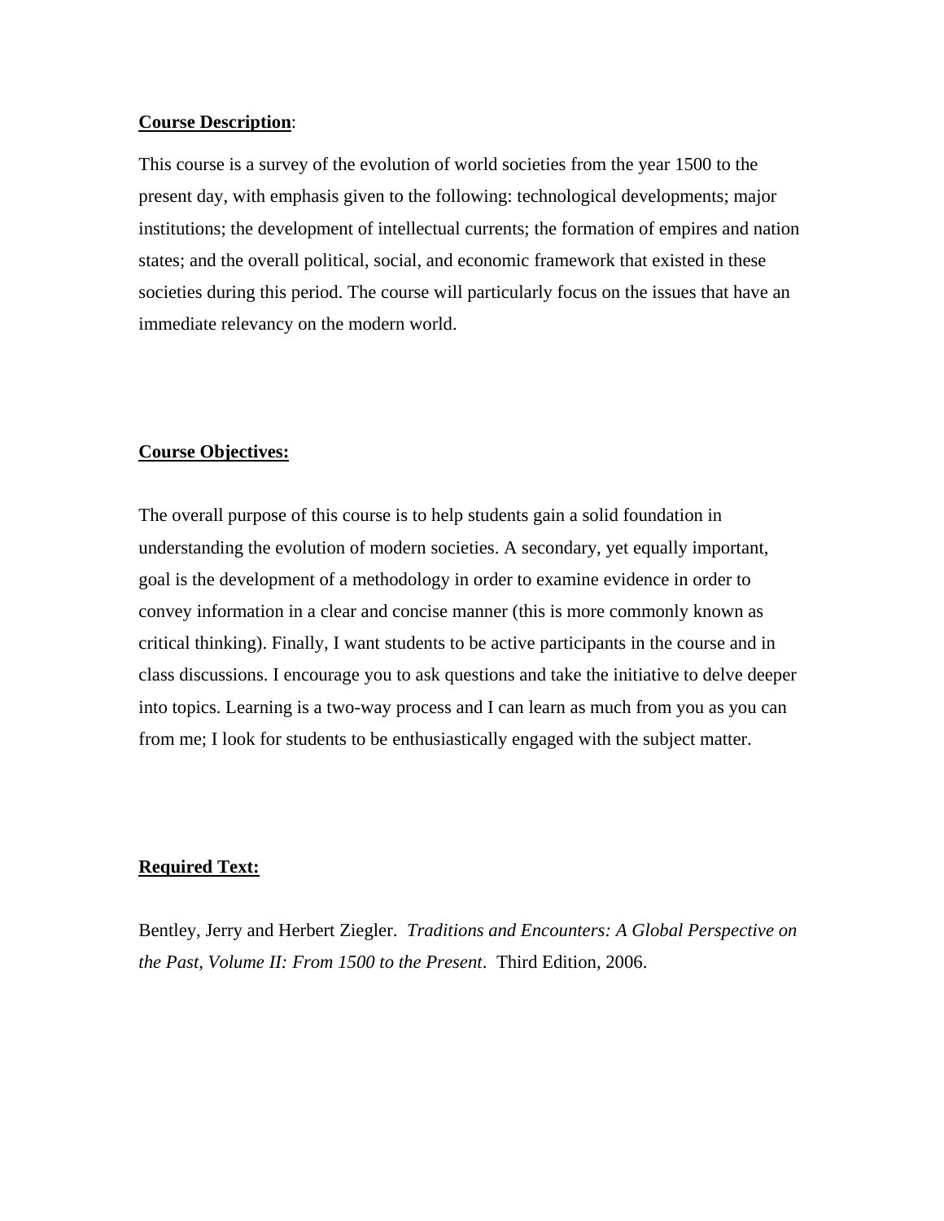**Course Description**:

This course is a survey of the evolution of world societies from the year 1500 to the present day, with emphasis given to the following: technological developments; major institutions; the development of intellectual currents; the formation of empires and nation states; and the overall political, social, and economic framework that existed in these societies during this period. The course will particularly focus on the issues that have an immediate relevancy on the modern world.

**Course Objectives:**

The overall purpose of this course is to help students gain a solid foundation in understanding the evolution of modern societies. A secondary, yet equally important, goal is the development of a methodology in order to examine evidence in order to convey information in a clear and concise manner (this is more commonly known as critical thinking). Finally, I want students to be active participants in the course and in class discussions. I encourage you to ask questions and take the initiative to delve deeper into topics. Learning is a two-way process and I can learn as much from you as you can from me; I look for students to be enthusiastically engaged with the subject matter.

**Required Text:**

Bentley, Jerry and Herbert Ziegler. *Traditions and Encounters: A Global Perspective on the Past, Volume II: From 1500 to the Present*. Third Edition, 2006.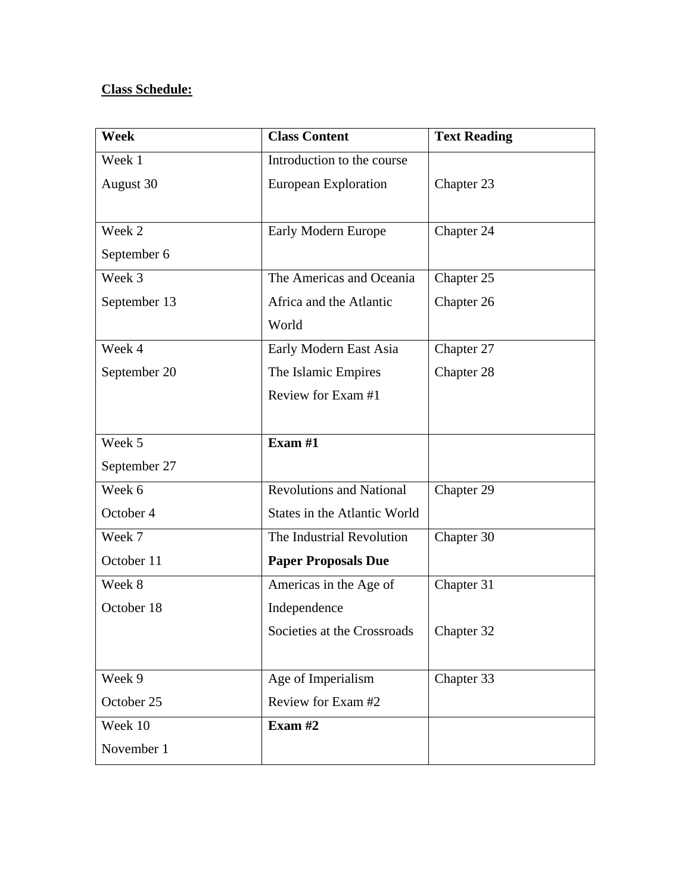**Class Schedule:**

| Week | Class Content | Text Reading |
|---|---|---|
| Week 1<br>August 30 | Introduction to the course<br>European Exploration | <br>Chapter 23 |
| Week 2<br>September 6 | Early Modern Europe | Chapter 24 |
| Week 3<br>September 13 | The Americas and Oceania<br>Africa and the Atlantic World | Chapter 25<br>Chapter 26 |
| Week 4<br>September 20 | Early Modern East Asia<br>The Islamic Empires<br>Review for Exam #1 | Chapter 27<br>Chapter 28 |
| Week 5<br>September 27 | **Exam #1** | |
| Week 6<br>October 4 | Revolutions and National States in the Atlantic World | Chapter 29 |
| Week 7<br>October 11 | The Industrial Revolution<br>**Paper Proposals Due** | Chapter 30 |
| Week 8<br>October 18 | Americas in the Age of Independence<br>Societies at the Crossroads | Chapter 31<br><br>Chapter 32 |
| Week 9<br>October 25 | Age of Imperialism<br>Review for Exam #2 | Chapter 33 |
| Week 10<br>November 1 | **Exam #2** | |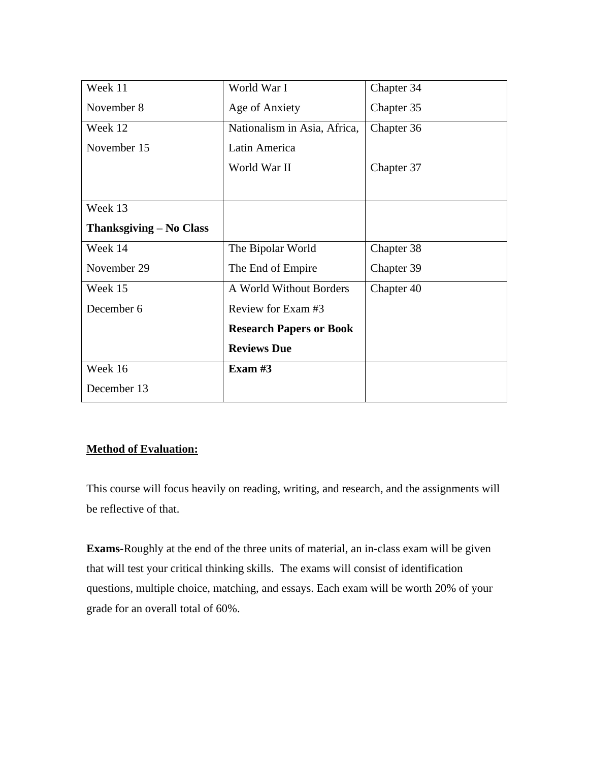| Week 11<br>November 8 | World War I<br>Age of Anxiety | Chapter 34<br>Chapter 35 |
|---|---|---|
| Week 12<br>November 15 | Nationalism in Asia, Africa, Latin America<br>World War II | Chapter 36<br><br>Chapter 37 |
| Week 13<br>**Thanksgiving – No Class** | | |
| Week 14<br>November 29 | The Bipolar World<br>The End of Empire | Chapter 38<br>Chapter 39 |
| Week 15<br>December 6 | A World Without Borders<br>Review for Exam #3<br>**Research Papers or Book Reviews Due** | Chapter 40 |
| Week 16<br>December 13 | **Exam #3** | |

**<u>Method of Evaluation:</u>**

This course will focus heavily on reading, writing, and research, and the assignments will be reflective of that.

**Exams**-Roughly at the end of the three units of material, an in-class exam will be given that will test your critical thinking skills. The exams will consist of identification questions, multiple choice, matching, and essays. Each exam will be worth 20% of your grade for an overall total of 60%.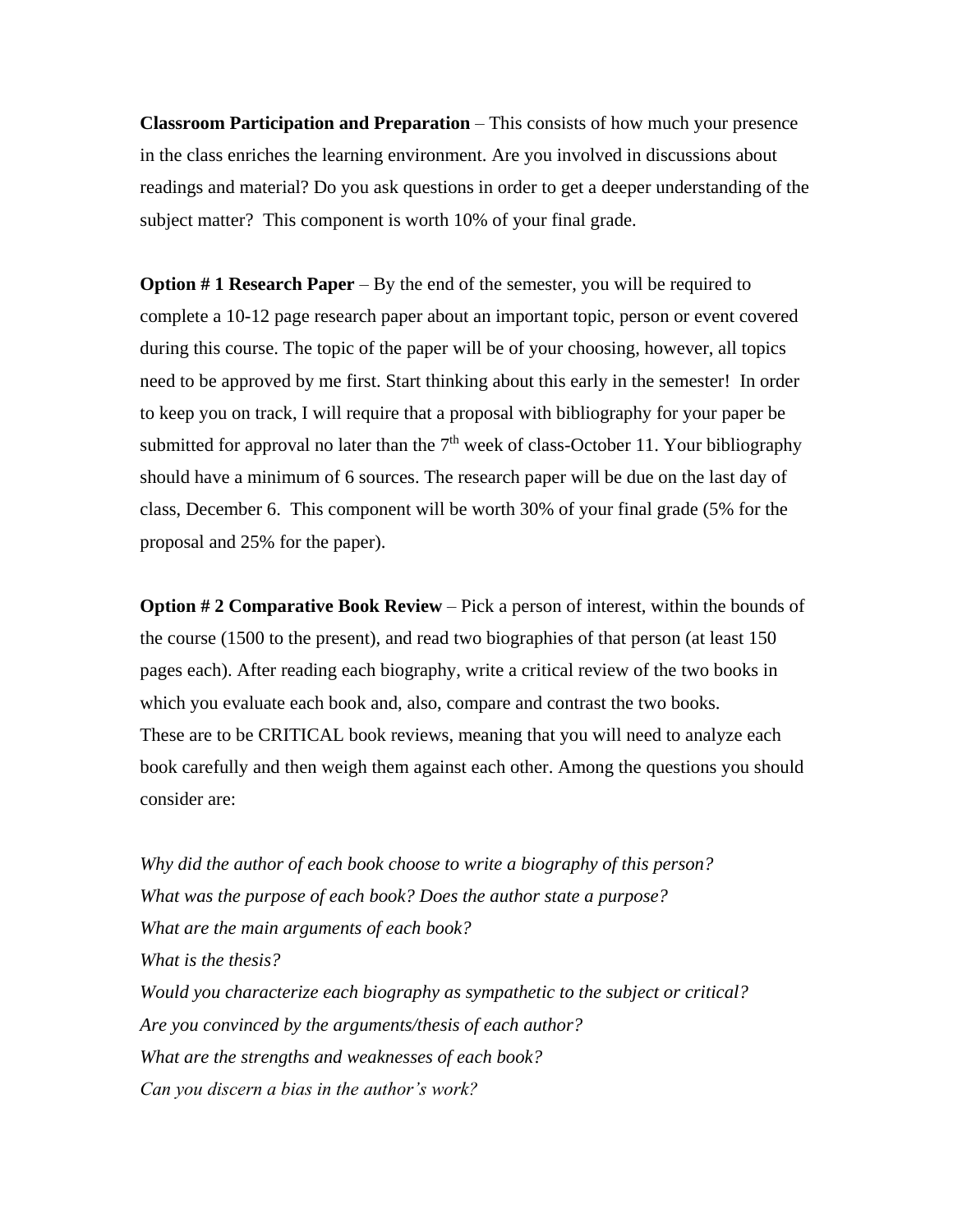**Classroom Participation and Preparation** – This consists of how much your presence in the class enriches the learning environment. Are you involved in discussions about readings and material? Do you ask questions in order to get a deeper understanding of the subject matter? This component is worth 10% of your final grade.

**Option # 1 Research Paper** – By the end of the semester, you will be required to complete a 10-12 page research paper about an important topic, person or event covered during this course. The topic of the paper will be of your choosing, however, all topics need to be approved by me first. Start thinking about this early in the semester! In order to keep you on track, I will require that a proposal with bibliography for your paper be submitted for approval no later than the 7th week of class-October 11. Your bibliography should have a minimum of 6 sources. The research paper will be due on the last day of class, December 6. This component will be worth 30% of your final grade (5% for the proposal and 25% for the paper).

**Option # 2 Comparative Book Review** – Pick a person of interest, within the bounds of the course (1500 to the present), and read two biographies of that person (at least 150 pages each). After reading each biography, write a critical review of the two books in which you evaluate each book and, also, compare and contrast the two books.
These are to be CRITICAL book reviews, meaning that you will need to analyze each book carefully and then weigh them against each other. Among the questions you should consider are:

*Why did the author of each book choose to write a biography of this person?*
*What was the purpose of each book? Does the author state a purpose?*
*What are the main arguments of each book?*
*What is the thesis?*
*Would you characterize each biography as sympathetic to the subject or critical?*
*Are you convinced by the arguments/thesis of each author?*
*What are the strengths and weaknesses of each book?*
*Can you discern a bias in the author's work?*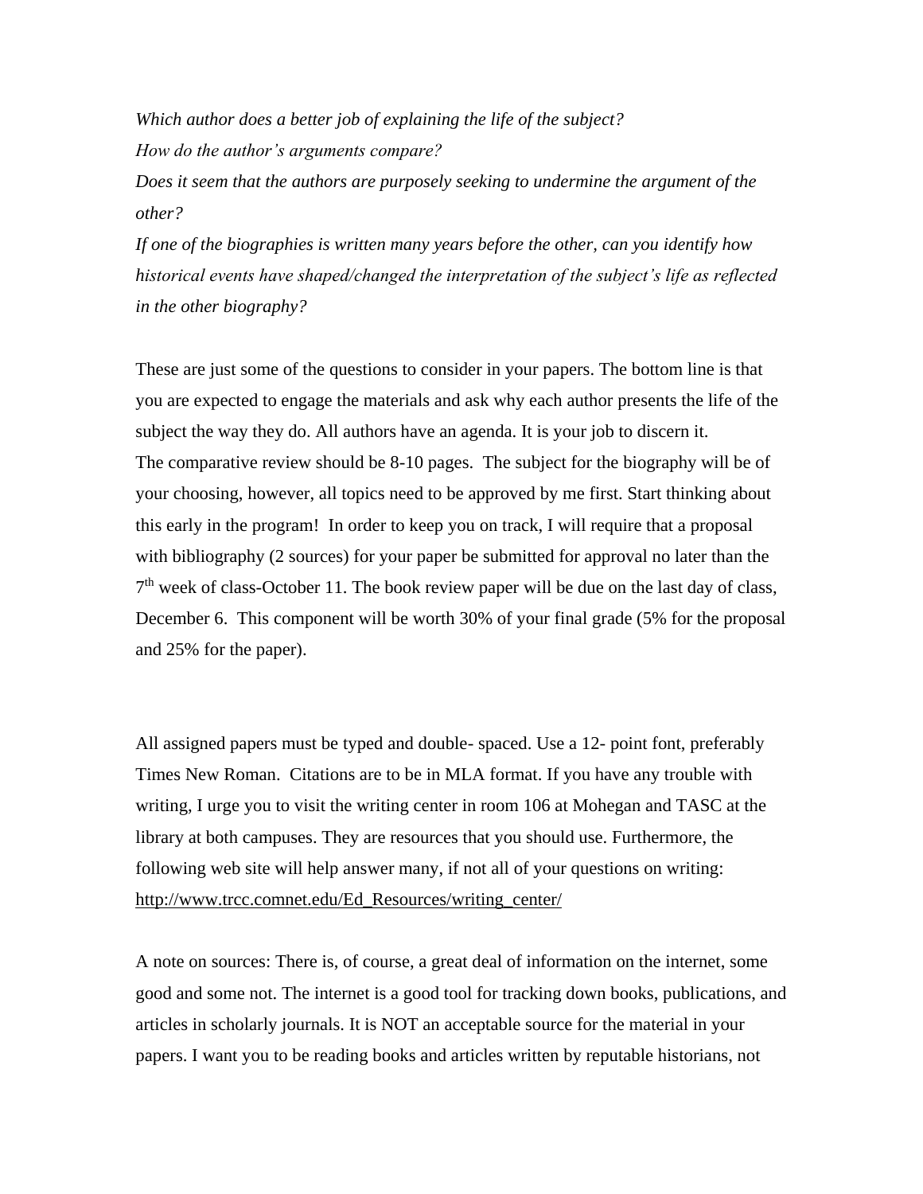*Which author does a better job of explaining the life of the subject?*

*How do the author's arguments compare?*

*Does it seem that the authors are purposely seeking to undermine the argument of the other?*

*If one of the biographies is written many years before the other, can you identify how historical events have shaped/changed the interpretation of the subject's life as reflected in the other biography?*

These are just some of the questions to consider in your papers. The bottom line is that you are expected to engage the materials and ask why each author presents the life of the subject the way they do. All authors have an agenda. It is your job to discern it. The comparative review should be 8-10 pages. The subject for the biography will be of your choosing, however, all topics need to be approved by me first. Start thinking about this early in the program! In order to keep you on track, I will require that a proposal with bibliography (2 sources) for your paper be submitted for approval no later than the 7th week of class-October 11. The book review paper will be due on the last day of class, December 6. This component will be worth 30% of your final grade (5% for the proposal and 25% for the paper).

All assigned papers must be typed and double- spaced. Use a 12- point font, preferably Times New Roman. Citations are to be in MLA format. If you have any trouble with writing, I urge you to visit the writing center in room 106 at Mohegan and TASC at the library at both campuses. They are resources that you should use. Furthermore, the following web site will help answer many, if not all of your questions on writing: http://www.trcc.comnet.edu/Ed_Resources/writing_center/

A note on sources: There is, of course, a great deal of information on the internet, some good and some not. The internet is a good tool for tracking down books, publications, and articles in scholarly journals. It is NOT an acceptable source for the material in your papers. I want you to be reading books and articles written by reputable historians, not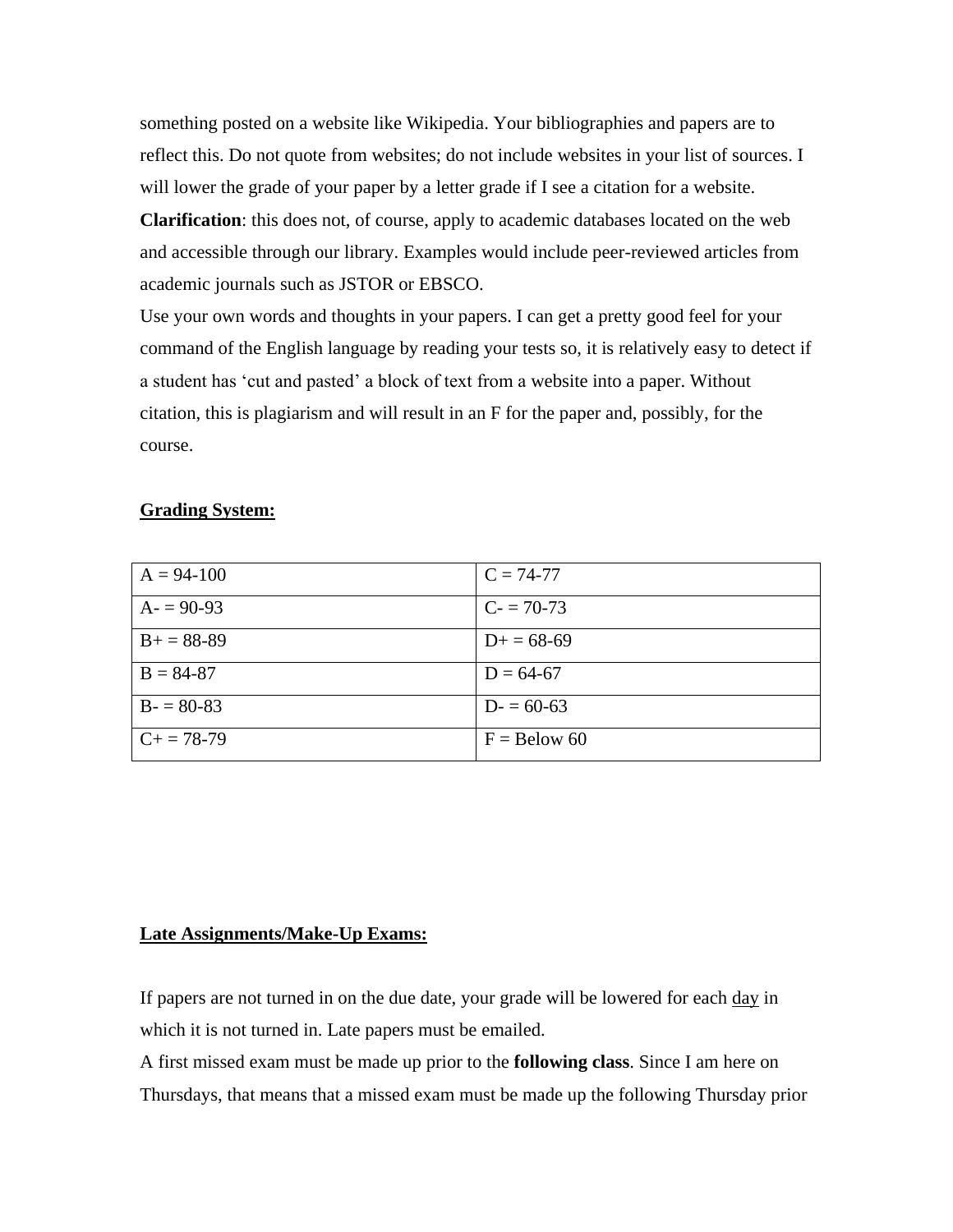something posted on a website like Wikipedia. Your bibliographies and papers are to reflect this. Do not quote from websites; do not include websites in your list of sources. I will lower the grade of your paper by a letter grade if I see a citation for a website.

**Clarification**: this does not, of course, apply to academic databases located on the web and accessible through our library. Examples would include peer-reviewed articles from academic journals such as JSTOR or EBSCO.

Use your own words and thoughts in your papers. I can get a pretty good feel for your command of the English language by reading your tests so, it is relatively easy to detect if a student has 'cut and pasted' a block of text from a website into a paper. Without citation, this is plagiarism and will result in an F for the paper and, possibly, for the course.

**Grading System:**

| | |
|---|---|
| A = 94-100 | C = 74-77 |
| A- = 90-93 | C- = 70-73 |
| B+ = 88-89 | D+ = 68-69 |
| B = 84-87 | D = 64-67 |
| B- = 80-83 | D- = 60-63 |
| C+ = 78-79 | F = Below 60 |

**Late Assignments/Make-Up Exams:**

If papers are not turned in on the due date, your grade will be lowered for each day in which it is not turned in. Late papers must be emailed.

A first missed exam must be made up prior to the **following class**. Since I am here on Thursdays, that means that a missed exam must be made up the following Thursday prior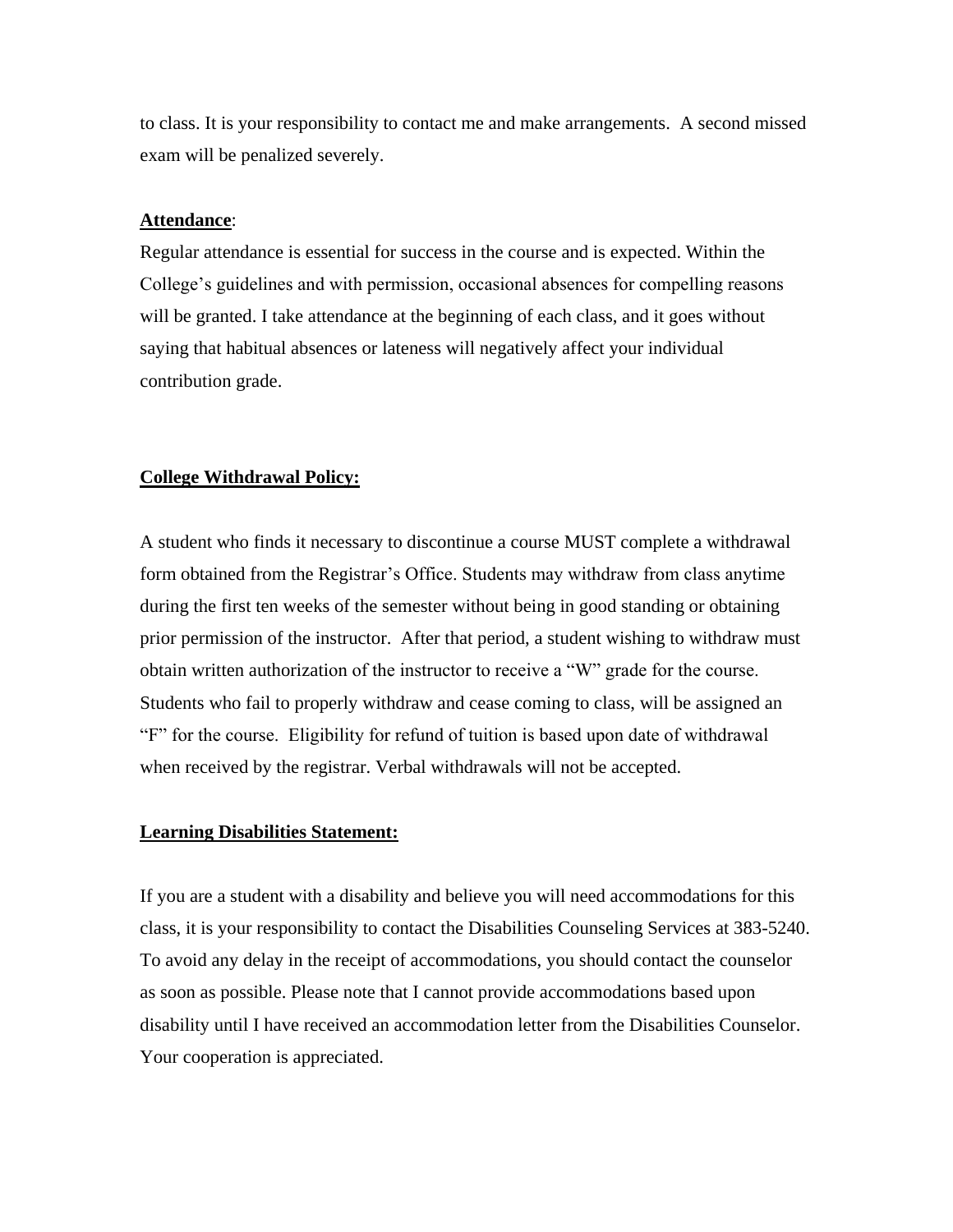to class. It is your responsibility to contact me and make arrangements. A second missed exam will be penalized severely.

**Attendance**:

Regular attendance is essential for success in the course and is expected. Within the College's guidelines and with permission, occasional absences for compelling reasons will be granted. I take attendance at the beginning of each class, and it goes without saying that habitual absences or lateness will negatively affect your individual contribution grade.

**College Withdrawal Policy:**

A student who finds it necessary to discontinue a course MUST complete a withdrawal form obtained from the Registrar's Office. Students may withdraw from class anytime during the first ten weeks of the semester without being in good standing or obtaining prior permission of the instructor. After that period, a student wishing to withdraw must obtain written authorization of the instructor to receive a "W" grade for the course. Students who fail to properly withdraw and cease coming to class, will be assigned an "F" for the course. Eligibility for refund of tuition is based upon date of withdrawal when received by the registrar. Verbal withdrawals will not be accepted.

**Learning Disabilities Statement:**

If you are a student with a disability and believe you will need accommodations for this class, it is your responsibility to contact the Disabilities Counseling Services at 383-5240. To avoid any delay in the receipt of accommodations, you should contact the counselor as soon as possible. Please note that I cannot provide accommodations based upon disability until I have received an accommodation letter from the Disabilities Counselor. Your cooperation is appreciated.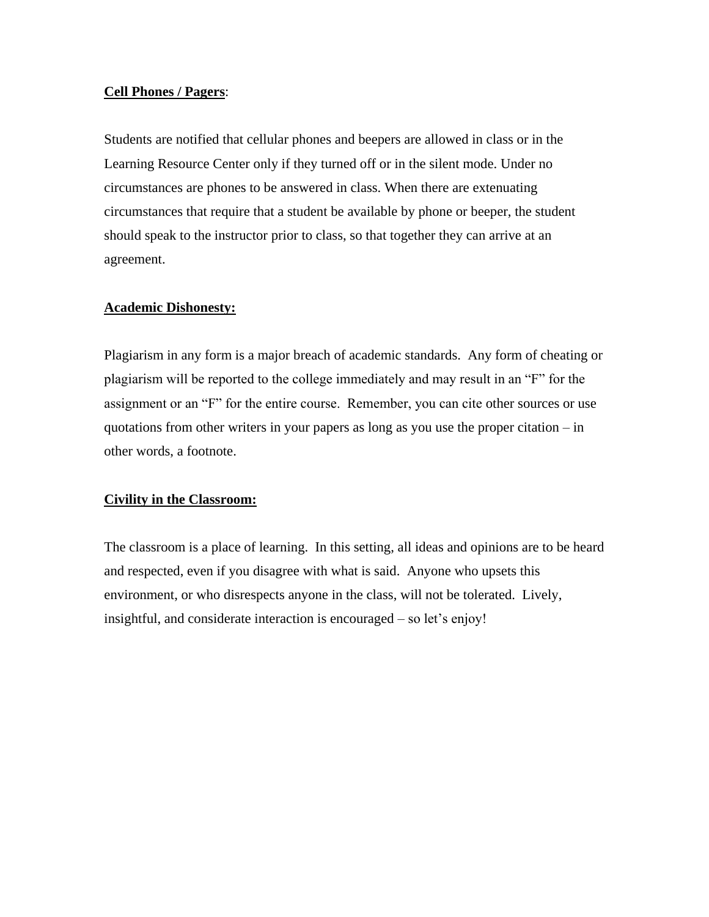**Cell Phones / Pagers**:

Students are notified that cellular phones and beepers are allowed in class or in the Learning Resource Center only if they turned off or in the silent mode. Under no circumstances are phones to be answered in class. When there are extenuating circumstances that require that a student be available by phone or beeper, the student should speak to the instructor prior to class, so that together they can arrive at an agreement.

**Academic Dishonesty:**

Plagiarism in any form is a major breach of academic standards. Any form of cheating or plagiarism will be reported to the college immediately and may result in an "F" for the assignment or an "F" for the entire course. Remember, you can cite other sources or use quotations from other writers in your papers as long as you use the proper citation – in other words, a footnote.

**Civility in the Classroom:**

The classroom is a place of learning. In this setting, all ideas and opinions are to be heard and respected, even if you disagree with what is said. Anyone who upsets this environment, or who disrespects anyone in the class, will not be tolerated. Lively, insightful, and considerate interaction is encouraged – so let's enjoy!